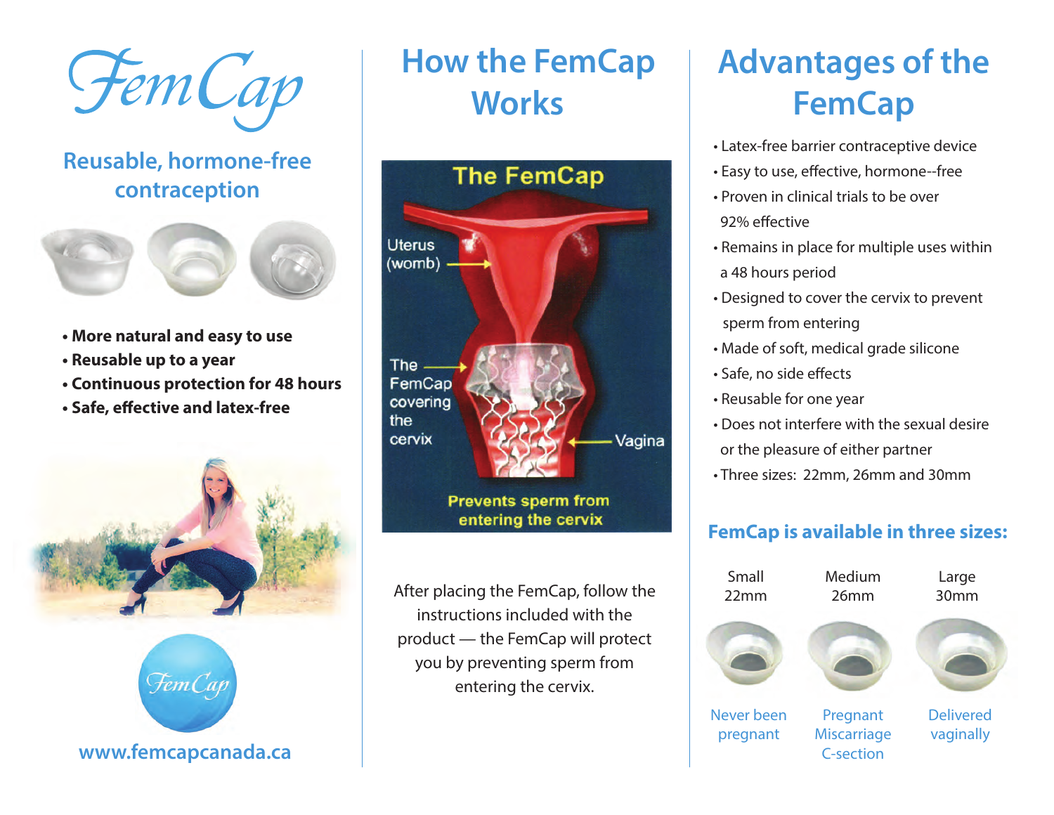# FemCap

## Reusable, hormone-free contraception

- **More natural and easy to use**
- **Reusable up to a year**
- **Continuous protection for 48 hours**
- **Safe, effective and latex-free**

**www.femcapcanada.ca**

## How the FemCap Works

The FemCap

Uterus (womb)

The FemCap covering the cervix

Vagina

Prevents sperm from entering the cervix

After placing the FemCap, follow the instructions included with the product — the FemCap will protect you by preventing sperm from entering the cervix.

## Advantages of the FemCap

- Latex-free barrier contraceptive device
- Easy to use, effective, hormone--free
- Proven in clinical trials to be over 92% effective
- Remains in place for multiple uses within a 48 hours period
- Designed to cover the cervix to prevent sperm from entering
- Made of soft, medical grade silicone
- Safe, no side effects
- Reusable for one year
- Does not interfere with the sexual desire or the pleasure of either partner
- Three sizes: 22mm, 26mm and 30mm

### FemCap is available in three sizes:

| Small 22mm | Medium 26mm | Large 30mm |
|---|---|---|
| Never been pregnant | Pregnant Miscarriage C-section | Delivered vaginally |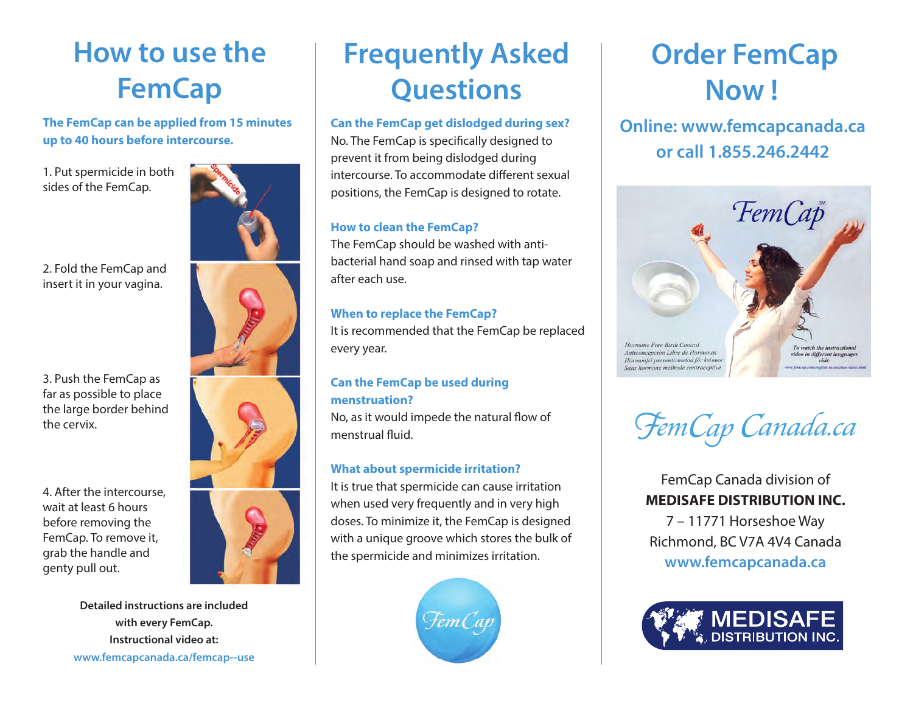# How to use the FemCap

**The FemCap can be applied from 15 minutes up to 40 hours before intercourse.**

1. Put spermicide in both sides of the FemCap.

2. Fold the FemCap and insert it in your vagina.

3. Push the FemCap as far as possible to place the large border behind the cervix.

4. After the intercourse, wait at least 6 hours before removing the FemCap. To remove it, grab the handle and genty pull out.

**Detailed instructions are included with every FemCap.**
**Instructional video at:**
**www.femcapcanada.ca/femcap--use**

# Frequently Asked Questions

**Can the FemCap get dislodged during sex?**
No. The FemCap is specifically designed to prevent it from being dislodged during intercourse. To accommodate different sexual positions, the FemCap is designed to rotate.

**How to clean the FemCap?**
The FemCap should be washed with anti-bacterial hand soap and rinsed with tap water after each use.

**When to replace the FemCap?**
It is recommended that the FemCap be replaced every year.

**Can the FemCap be used during menstruation?**
No, as it would impede the natural flow of menstrual fluid.

**What about spermicide irritation?**
It is true that spermicide can cause irritation when used very frequently and in very high doses. To minimize it, the FemCap is designed with a unique groove which stores the bulk of the spermicide and minimizes irritation.

# Order FemCap Now !

**Online: www.femcapcanada.ca or call 1.855.246.2442**

FemCap Canada.ca

FemCap Canada division of
**MEDISAFE DISTRIBUTION INC.**
7 – 11771 Horseshoe Way
Richmond, BC V7A 4V4 Canada
**www.femcapcanada.ca**

MEDISAFE DISTRIBUTION INC.